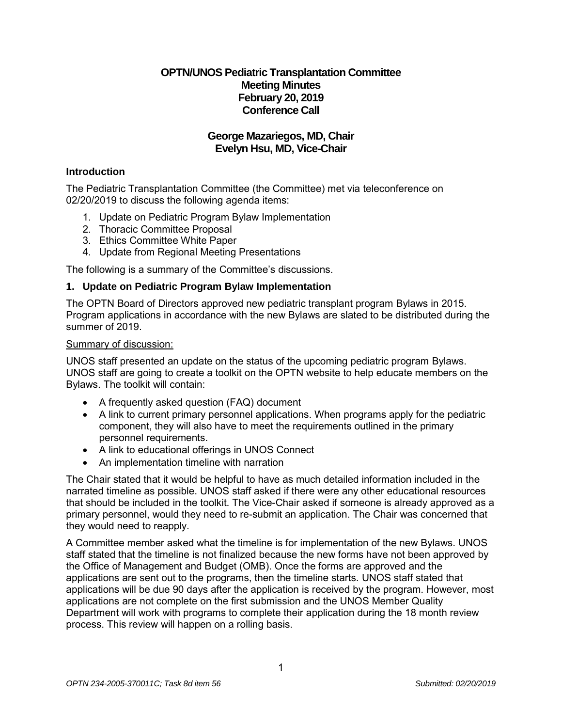# OPTN/UNOS Pediatric Transplantation Committee
## Meeting Minutes
## February 20, 2019
## Conference Call

### George Mazariegos, MD, Chair
### Evelyn Hsu, MD, Vice-Chair

### Introduction

The Pediatric Transplantation Committee (the Committee) met via teleconference on 02/20/2019 to discuss the following agenda items:

1. Update on Pediatric Program Bylaw Implementation
2. Thoracic Committee Proposal
3. Ethics Committee White Paper
4. Update from Regional Meeting Presentations

The following is a summary of the Committee's discussions.

### 1. Update on Pediatric Program Bylaw Implementation

The OPTN Board of Directors approved new pediatric transplant program Bylaws in 2015. Program applications in accordance with the new Bylaws are slated to be distributed during the summer of 2019.

Summary of discussion:

UNOS staff presented an update on the status of the upcoming pediatric program Bylaws. UNOS staff are going to create a toolkit on the OPTN website to help educate members on the Bylaws. The toolkit will contain:

- A frequently asked question (FAQ) document
- A link to current primary personnel applications. When programs apply for the pediatric component, they will also have to meet the requirements outlined in the primary personnel requirements.
- A link to educational offerings in UNOS Connect
- An implementation timeline with narration

The Chair stated that it would be helpful to have as much detailed information included in the narrated timeline as possible. UNOS staff asked if there were any other educational resources that should be included in the toolkit. The Vice-Chair asked if someone is already approved as a primary personnel, would they need to re-submit an application. The Chair was concerned that they would need to reapply.

A Committee member asked what the timeline is for implementation of the new Bylaws. UNOS staff stated that the timeline is not finalized because the new forms have not been approved by the Office of Management and Budget (OMB). Once the forms are approved and the applications are sent out to the programs, then the timeline starts. UNOS staff stated that applications will be due 90 days after the application is received by the program. However, most applications are not complete on the first submission and the UNOS Member Quality Department will work with programs to complete their application during the 18 month review process. This review will happen on a rolling basis.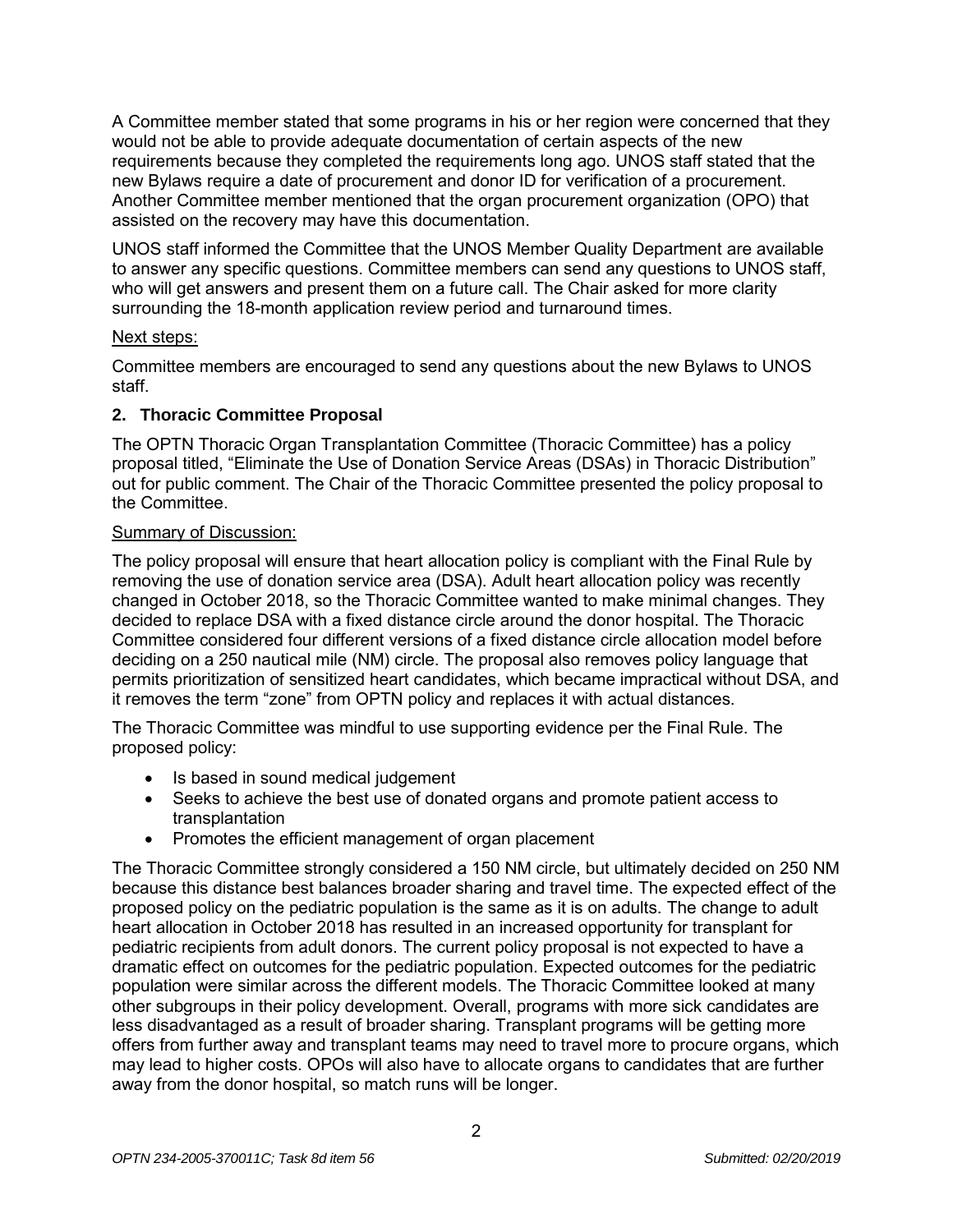A Committee member stated that some programs in his or her region were concerned that they would not be able to provide adequate documentation of certain aspects of the new requirements because they completed the requirements long ago. UNOS staff stated that the new Bylaws require a date of procurement and donor ID for verification of a procurement. Another Committee member mentioned that the organ procurement organization (OPO) that assisted on the recovery may have this documentation.

UNOS staff informed the Committee that the UNOS Member Quality Department are available to answer any specific questions. Committee members can send any questions to UNOS staff, who will get answers and present them on a future call. The Chair asked for more clarity surrounding the 18-month application review period and turnaround times.

Next steps:

Committee members are encouraged to send any questions about the new Bylaws to UNOS staff.

**2. Thoracic Committee Proposal**

The OPTN Thoracic Organ Transplantation Committee (Thoracic Committee) has a policy proposal titled, "Eliminate the Use of Donation Service Areas (DSAs) in Thoracic Distribution" out for public comment. The Chair of the Thoracic Committee presented the policy proposal to the Committee.

Summary of Discussion:

The policy proposal will ensure that heart allocation policy is compliant with the Final Rule by removing the use of donation service area (DSA). Adult heart allocation policy was recently changed in October 2018, so the Thoracic Committee wanted to make minimal changes. They decided to replace DSA with a fixed distance circle around the donor hospital. The Thoracic Committee considered four different versions of a fixed distance circle allocation model before deciding on a 250 nautical mile (NM) circle. The proposal also removes policy language that permits prioritization of sensitized heart candidates, which became impractical without DSA, and it removes the term "zone" from OPTN policy and replaces it with actual distances.

The Thoracic Committee was mindful to use supporting evidence per the Final Rule. The proposed policy:

- Is based in sound medical judgement
- Seeks to achieve the best use of donated organs and promote patient access to transplantation
- Promotes the efficient management of organ placement

The Thoracic Committee strongly considered a 150 NM circle, but ultimately decided on 250 NM because this distance best balances broader sharing and travel time. The expected effect of the proposed policy on the pediatric population is the same as it is on adults. The change to adult heart allocation in October 2018 has resulted in an increased opportunity for transplant for pediatric recipients from adult donors. The current policy proposal is not expected to have a dramatic effect on outcomes for the pediatric population. Expected outcomes for the pediatric population were similar across the different models. The Thoracic Committee looked at many other subgroups in their policy development. Overall, programs with more sick candidates are less disadvantaged as a result of broader sharing. Transplant programs will be getting more offers from further away and transplant teams may need to travel more to procure organs, which may lead to higher costs. OPOs will also have to allocate organs to candidates that are further away from the donor hospital, so match runs will be longer.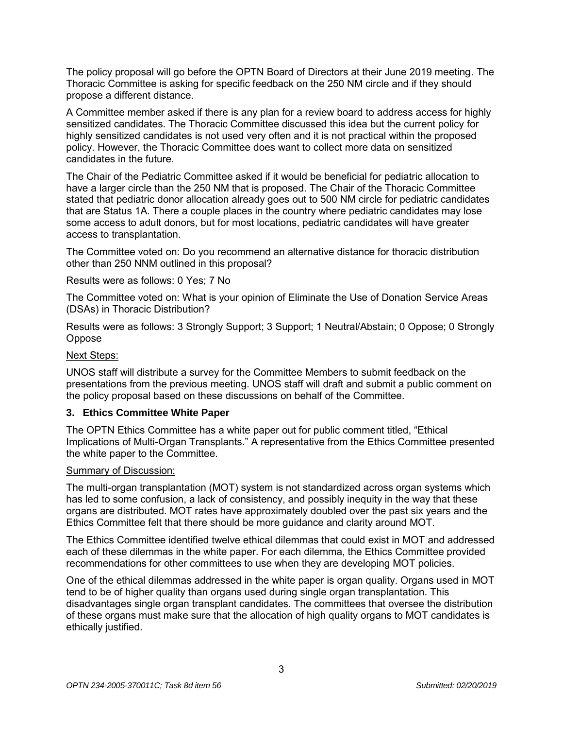The policy proposal will go before the OPTN Board of Directors at their June 2019 meeting. The Thoracic Committee is asking for specific feedback on the 250 NM circle and if they should propose a different distance.

A Committee member asked if there is any plan for a review board to address access for highly sensitized candidates. The Thoracic Committee discussed this idea but the current policy for highly sensitized candidates is not used very often and it is not practical within the proposed policy. However, the Thoracic Committee does want to collect more data on sensitized candidates in the future.

The Chair of the Pediatric Committee asked if it would be beneficial for pediatric allocation to have a larger circle than the 250 NM that is proposed. The Chair of the Thoracic Committee stated that pediatric donor allocation already goes out to 500 NM circle for pediatric candidates that are Status 1A. There a couple places in the country where pediatric candidates may lose some access to adult donors, but for most locations, pediatric candidates will have greater access to transplantation.

The Committee voted on: Do you recommend an alternative distance for thoracic distribution other than 250 NNM outlined in this proposal?

Results were as follows: 0 Yes; 7 No

The Committee voted on: What is your opinion of Eliminate the Use of Donation Service Areas (DSAs) in Thoracic Distribution?

Results were as follows: 3 Strongly Support; 3 Support; 1 Neutral/Abstain; 0 Oppose; 0 Strongly Oppose

Next Steps:

UNOS staff will distribute a survey for the Committee Members to submit feedback on the presentations from the previous meeting. UNOS staff will draft and submit a public comment on the policy proposal based on these discussions on behalf of the Committee.

### 3. Ethics Committee White Paper

The OPTN Ethics Committee has a white paper out for public comment titled, "Ethical Implications of Multi-Organ Transplants." A representative from the Ethics Committee presented the white paper to the Committee.

Summary of Discussion:

The multi-organ transplantation (MOT) system is not standardized across organ systems which has led to some confusion, a lack of consistency, and possibly inequity in the way that these organs are distributed. MOT rates have approximately doubled over the past six years and the Ethics Committee felt that there should be more guidance and clarity around MOT.

The Ethics Committee identified twelve ethical dilemmas that could exist in MOT and addressed each of these dilemmas in the white paper. For each dilemma, the Ethics Committee provided recommendations for other committees to use when they are developing MOT policies.

One of the ethical dilemmas addressed in the white paper is organ quality. Organs used in MOT tend to be of higher quality than organs used during single organ transplantation. This disadvantages single organ transplant candidates. The committees that oversee the distribution of these organs must make sure that the allocation of high quality organs to MOT candidates is ethically justified.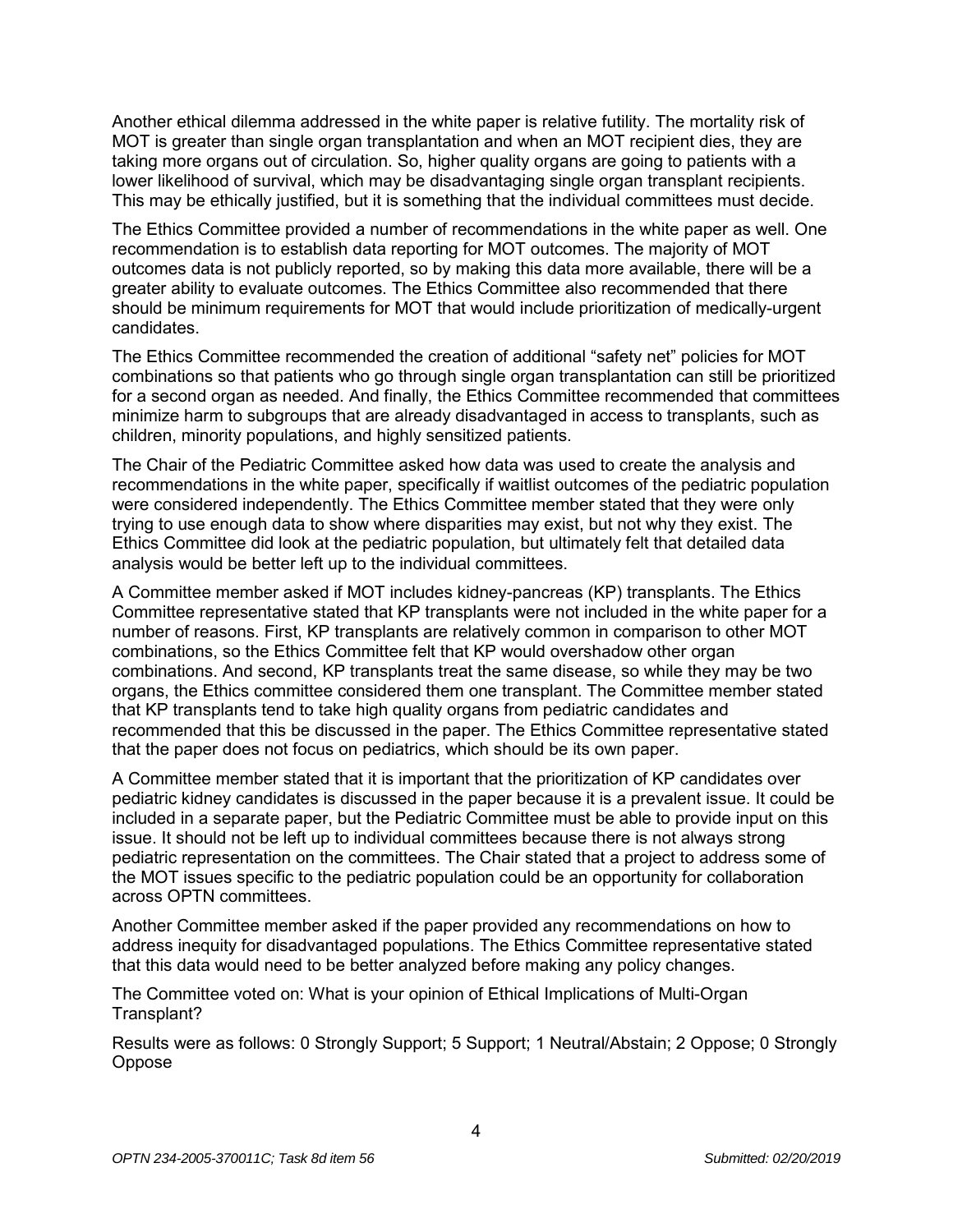Another ethical dilemma addressed in the white paper is relative futility. The mortality risk of MOT is greater than single organ transplantation and when an MOT recipient dies, they are taking more organs out of circulation. So, higher quality organs are going to patients with a lower likelihood of survival, which may be disadvantaging single organ transplant recipients. This may be ethically justified, but it is something that the individual committees must decide.

The Ethics Committee provided a number of recommendations in the white paper as well. One recommendation is to establish data reporting for MOT outcomes. The majority of MOT outcomes data is not publicly reported, so by making this data more available, there will be a greater ability to evaluate outcomes. The Ethics Committee also recommended that there should be minimum requirements for MOT that would include prioritization of medically-urgent candidates.

The Ethics Committee recommended the creation of additional "safety net" policies for MOT combinations so that patients who go through single organ transplantation can still be prioritized for a second organ as needed. And finally, the Ethics Committee recommended that committees minimize harm to subgroups that are already disadvantaged in access to transplants, such as children, minority populations, and highly sensitized patients.

The Chair of the Pediatric Committee asked how data was used to create the analysis and recommendations in the white paper, specifically if waitlist outcomes of the pediatric population were considered independently. The Ethics Committee member stated that they were only trying to use enough data to show where disparities may exist, but not why they exist. The Ethics Committee did look at the pediatric population, but ultimately felt that detailed data analysis would be better left up to the individual committees.

A Committee member asked if MOT includes kidney-pancreas (KP) transplants. The Ethics Committee representative stated that KP transplants were not included in the white paper for a number of reasons. First, KP transplants are relatively common in comparison to other MOT combinations, so the Ethics Committee felt that KP would overshadow other organ combinations. And second, KP transplants treat the same disease, so while they may be two organs, the Ethics committee considered them one transplant. The Committee member stated that KP transplants tend to take high quality organs from pediatric candidates and recommended that this be discussed in the paper. The Ethics Committee representative stated that the paper does not focus on pediatrics, which should be its own paper.

A Committee member stated that it is important that the prioritization of KP candidates over pediatric kidney candidates is discussed in the paper because it is a prevalent issue. It could be included in a separate paper, but the Pediatric Committee must be able to provide input on this issue. It should not be left up to individual committees because there is not always strong pediatric representation on the committees. The Chair stated that a project to address some of the MOT issues specific to the pediatric population could be an opportunity for collaboration across OPTN committees.

Another Committee member asked if the paper provided any recommendations on how to address inequity for disadvantaged populations. The Ethics Committee representative stated that this data would need to be better analyzed before making any policy changes.

The Committee voted on: What is your opinion of Ethical Implications of Multi-Organ Transplant?

Results were as follows: 0 Strongly Support; 5 Support; 1 Neutral/Abstain; 2 Oppose; 0 Strongly Oppose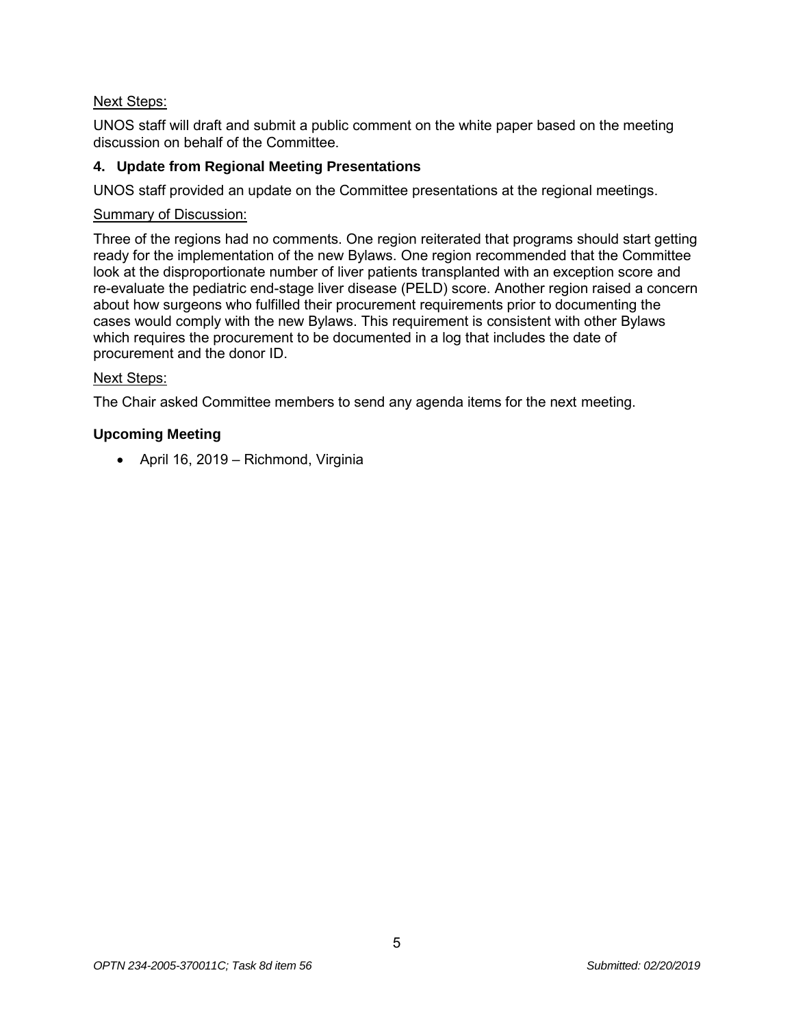Next Steps:

UNOS staff will draft and submit a public comment on the white paper based on the meeting discussion on behalf of the Committee.

**4. Update from Regional Meeting Presentations**

UNOS staff provided an update on the Committee presentations at the regional meetings.

Summary of Discussion:

Three of the regions had no comments. One region reiterated that programs should start getting ready for the implementation of the new Bylaws. One region recommended that the Committee look at the disproportionate number of liver patients transplanted with an exception score and re-evaluate the pediatric end-stage liver disease (PELD) score. Another region raised a concern about how surgeons who fulfilled their procurement requirements prior to documenting the cases would comply with the new Bylaws. This requirement is consistent with other Bylaws which requires the procurement to be documented in a log that includes the date of procurement and the donor ID.

Next Steps:

The Chair asked Committee members to send any agenda items for the next meeting.

**Upcoming Meeting**

- April 16, 2019 – Richmond, Virginia